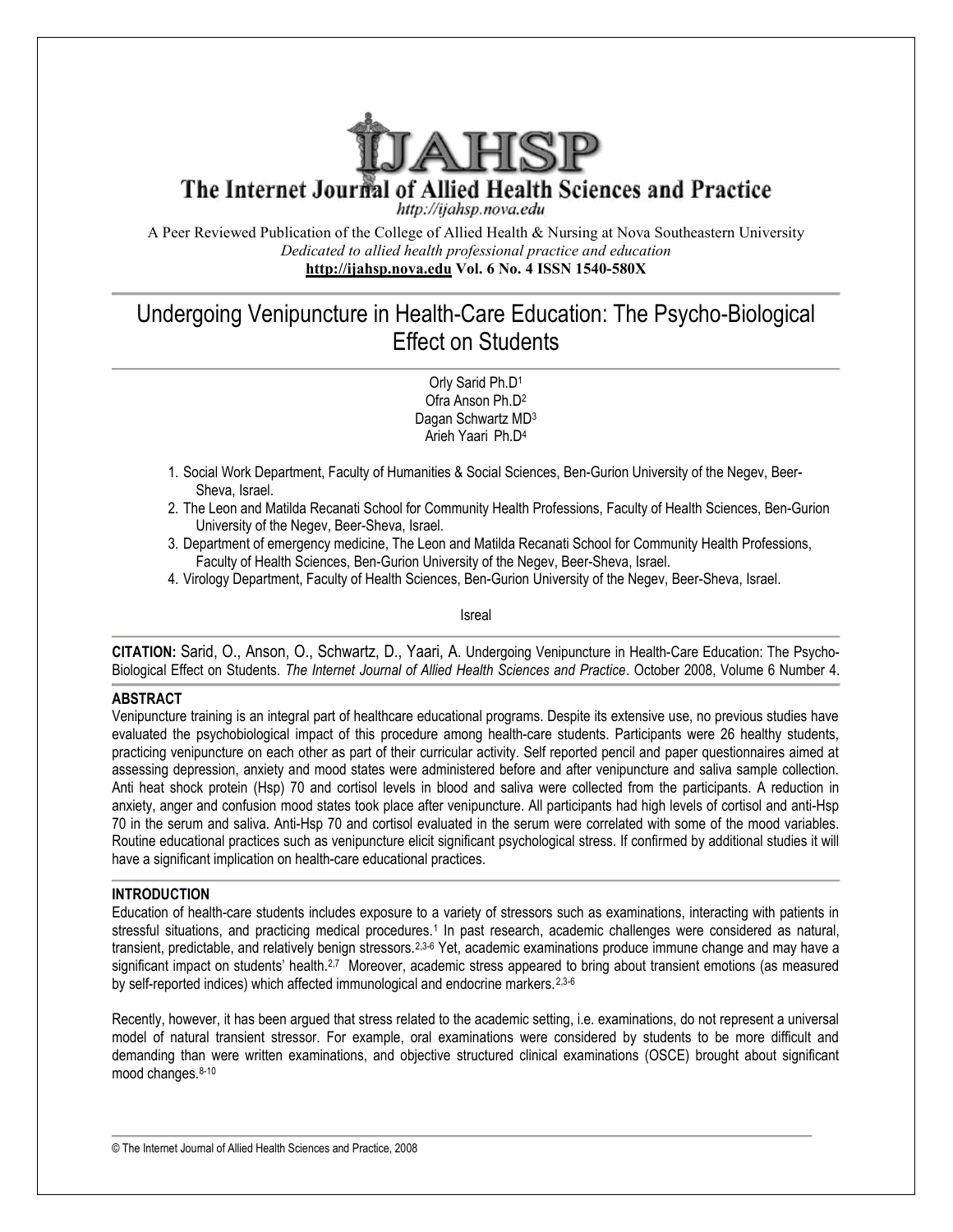# IJAHSP

## The Internet Journal of Allied Health Sciences and Practice

*http://ijahsp.nova.edu*

A Peer Reviewed Publication of the College of Allied Health & Nursing at Nova Southeastern University
*Dedicated to allied health professional practice and education*
**http://ijahsp.nova.edu Vol. 6 No. 4 ISSN 1540-580X**

# Undergoing Venipuncture in Health-Care Education: The Psycho-Biological Effect on Students

Orly Sarid Ph.D[1]
Ofra Anson Ph.D[2]
Dagan Schwartz MD[3]
Arieh Yaari Ph.D[4]

1. Social Work Department, Faculty of Humanities & Social Sciences, Ben-Gurion University of the Negev, Beer-Sheva, Israel.
2. The Leon and Matilda Recanati School for Community Health Professions, Faculty of Health Sciences, Ben-Gurion University of the Negev, Beer-Sheva, Israel.
3. Department of emergency medicine, The Leon and Matilda Recanati School for Community Health Professions, Faculty of Health Sciences, Ben-Gurion University of the Negev, Beer-Sheva, Israel.
4. Virology Department, Faculty of Health Sciences, Ben-Gurion University of the Negev, Beer-Sheva, Israel.

Isreal

**CITATION:** Sarid, O., Anson, O., Schwartz, D., Yaari, A. Undergoing Venipuncture in Health-Care Education: The Psycho-Biological Effect on Students. *The Internet Journal of Allied Health Sciences and Practice*. October 2008, Volume 6 Number 4.

## ABSTRACT

Venipuncture training is an integral part of healthcare educational programs. Despite its extensive use, no previous studies have evaluated the psychobiological impact of this procedure among health-care students. Participants were 26 healthy students, practicing venipuncture on each other as part of their curricular activity. Self reported pencil and paper questionnaires aimed at assessing depression, anxiety and mood states were administered before and after venipuncture and saliva sample collection. Anti heat shock protein (Hsp) 70 and cortisol levels in blood and saliva were collected from the participants. A reduction in anxiety, anger and confusion mood states took place after venipuncture. All participants had high levels of cortisol and anti-Hsp 70 in the serum and saliva. Anti-Hsp 70 and cortisol evaluated in the serum were correlated with some of the mood variables. Routine educational practices such as venipuncture elicit significant psychological stress. If confirmed by additional studies it will have a significant implication on health-care educational practices.

## INTRODUCTION

Education of health-care students includes exposure to a variety of stressors such as examinations, interacting with patients in stressful situations, and practicing medical procedures.[1] In past research, academic challenges were considered as natural, transient, predictable, and relatively benign stressors.[2,3-6] Yet, academic examinations produce immune change and may have a significant impact on students' health.[2,7] Moreover, academic stress appeared to bring about transient emotions (as measured by self-reported indices) which affected immunological and endocrine markers.[2,3-6]

Recently, however, it has been argued that stress related to the academic setting, i.e. examinations, do not represent a universal model of natural transient stressor. For example, oral examinations were considered by students to be more difficult and demanding than were written examinations, and objective structured clinical examinations (OSCE) brought about significant mood changes.[8-10]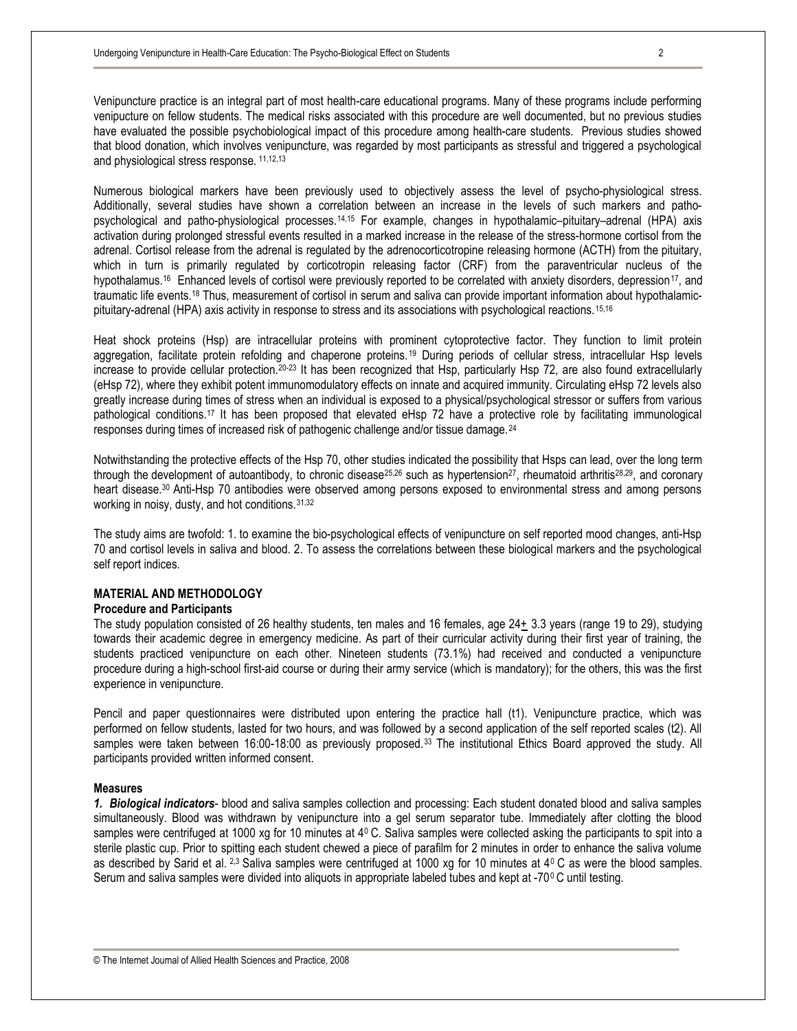Venipuncture practice is an integral part of most health-care educational programs. Many of these programs include performing venipuncture on fellow students. The medical risks associated with this procedure are well documented, but no previous studies have evaluated the possible psychobiological impact of this procedure among health-care students. Previous studies showed that blood donation, which involves venipuncture, was regarded by most participants as stressful and triggered a psychological and physiological stress response. [11,12,13]

Numerous biological markers have been previously used to objectively assess the level of psycho-physiological stress. Additionally, several studies have shown a correlation between an increase in the levels of such markers and patho-psychological and patho-physiological processes.[14,15] For example, changes in hypothalamic–pituitary–adrenal (HPA) axis activation during prolonged stressful events resulted in a marked increase in the release of the stress-hormone cortisol from the adrenal. Cortisol release from the adrenal is regulated by the adrenocorticotropine releasing hormone (ACTH) from the pituitary, which in turn is primarily regulated by corticotropin releasing factor (CRF) from the paraventricular nucleus of the hypothalamus.[16] Enhanced levels of cortisol were previously reported to be correlated with anxiety disorders, depression[17], and traumatic life events.[18] Thus, measurement of cortisol in serum and saliva can provide important information about hypothalamic-pituitary-adrenal (HPA) axis activity in response to stress and its associations with psychological reactions.[15,16]

Heat shock proteins (Hsp) are intracellular proteins with prominent cytoprotective factor. They function to limit protein aggregation, facilitate protein refolding and chaperone proteins.[19] During periods of cellular stress, intracellular Hsp levels increase to provide cellular protection.[20-23] It has been recognized that Hsp, particularly Hsp 72, are also found extracellularly (eHsp 72), where they exhibit potent immunomodulatory effects on innate and acquired immunity. Circulating eHsp 72 levels also greatly increase during times of stress when an individual is exposed to a physical/psychological stressor or suffers from various pathological conditions.[17] It has been proposed that elevated eHsp 72 have a protective role by facilitating immunological responses during times of increased risk of pathogenic challenge and/or tissue damage.[24]

Notwithstanding the protective effects of the Hsp 70, other studies indicated the possibility that Hsps can lead, over the long term through the development of autoantibody, to chronic disease[25,26] such as hypertension[27], rheumatoid arthritis[28,29], and coronary heart disease.[30] Anti-Hsp 70 antibodies were observed among persons exposed to environmental stress and among persons working in noisy, dusty, and hot conditions.[31,32]

The study aims are twofold: 1. to examine the bio-psychological effects of venipuncture on self reported mood changes, anti-Hsp 70 and cortisol levels in saliva and blood. 2. To assess the correlations between these biological markers and the psychological self report indices.

## MATERIAL AND METHODOLOGY

### Procedure and Participants

The study population consisted of 26 healthy students, ten males and 16 females, age 24± 3.3 years (range 19 to 29), studying towards their academic degree in emergency medicine. As part of their curricular activity during their first year of training, the students practiced venipuncture on each other. Nineteen students (73.1%) had received and conducted a venipuncture procedure during a high-school first-aid course or during their army service (which is mandatory); for the others, this was the first experience in venipuncture.

Pencil and paper questionnaires were distributed upon entering the practice hall (t1). Venipuncture practice, which was performed on fellow students, lasted for two hours, and was followed by a second application of the self reported scales (t2). All samples were taken between 16:00-18:00 as previously proposed.[33] The institutional Ethics Board approved the study. All participants provided written informed consent.

### Measures

***1. Biological indicators***- blood and saliva samples collection and processing: Each student donated blood and saliva samples simultaneously. Blood was withdrawn by venipuncture into a gel serum separator tube. Immediately after clotting the blood samples were centrifuged at 1000 xg for 10 minutes at $4^0$ C. Saliva samples were collected asking the participants to spit into a sterile plastic cup. Prior to spitting each student chewed a piece of parafilm for 2 minutes in order to enhance the saliva volume as described by Sarid et al. [2,3] Saliva samples were centrifuged at 1000 xg for 10 minutes at $4^0$ C as were the blood samples. Serum and saliva samples were divided into aliquots in appropriate labeled tubes and kept at -$70^0$ C until testing.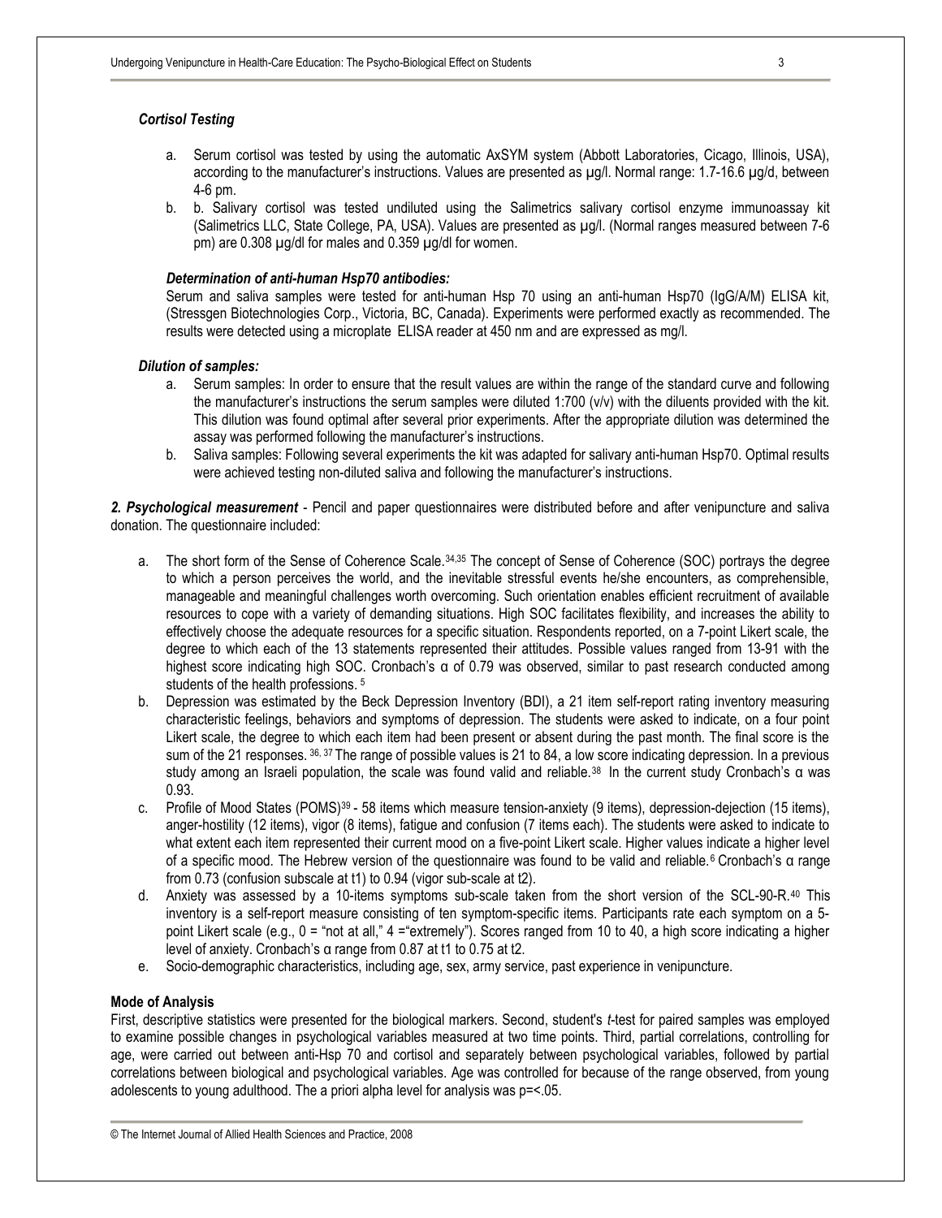#### *Cortisol Testing*

a. Serum cortisol was tested by using the automatic AxSYM system (Abbott Laboratories, Cicago, Illinois, USA), according to the manufacturer's instructions. Values are presented as µg/l. Normal range: 1.7-16.6 µg/d, between 4-6 pm.
b. b. Salivary cortisol was tested undiluted using the Salimetrics salivary cortisol enzyme immunoassay kit (Salimetrics LLC, State College, PA, USA). Values are presented as µg/l. (Normal ranges measured between 7-6 pm) are 0.308 µg/dl for males and 0.359 µg/dl for women.

#### *Determination of anti-human Hsp70 antibodies:*

Serum and saliva samples were tested for anti-human Hsp 70 using an anti-human Hsp70 (IgG/A/M) ELISA kit, (Stressgen Biotechnologies Corp., Victoria, BC, Canada). Experiments were performed exactly as recommended. The results were detected using a microplate ELISA reader at 450 nm and are expressed as mg/l.

#### *Dilution of samples:*

a. Serum samples: In order to ensure that the result values are within the range of the standard curve and following the manufacturer's instructions the serum samples were diluted 1:700 (v/v) with the diluents provided with the kit. This dilution was found optimal after several prior experiments. After the appropriate dilution was determined the assay was performed following the manufacturer's instructions.
b. Saliva samples: Following several experiments the kit was adapted for salivary anti-human Hsp70. Optimal results were achieved testing non-diluted saliva and following the manufacturer's instructions.

***2. Psychological measurement*** - Pencil and paper questionnaires were distributed before and after venipuncture and saliva donation. The questionnaire included:

a. The short form of the Sense of Coherence Scale.[34,35] The concept of Sense of Coherence (SOC) portrays the degree to which a person perceives the world, and the inevitable stressful events he/she encounters, as comprehensible, manageable and meaningful challenges worth overcoming. Such orientation enables efficient recruitment of available resources to cope with a variety of demanding situations. High SOC facilitates flexibility, and increases the ability to effectively choose the adequate resources for a specific situation. Respondents reported, on a 7-point Likert scale, the degree to which each of the 13 statements represented their attitudes. Possible values ranged from 13-91 with the highest score indicating high SOC. Cronbach's α of 0.79 was observed, similar to past research conducted among students of the health professions. [5]
b. Depression was estimated by the Beck Depression Inventory (BDI), a 21 item self-report rating inventory measuring characteristic feelings, behaviors and symptoms of depression. The students were asked to indicate, on a four point Likert scale, the degree to which each item had been present or absent during the past month. The final score is the sum of the 21 responses. [36, 37] The range of possible values is 21 to 84, a low score indicating depression. In a previous study among an Israeli population, the scale was found valid and reliable.[38] In the current study Cronbach's α was 0.93.
c. Profile of Mood States (POMS)[39] - 58 items which measure tension-anxiety (9 items), depression-dejection (15 items), anger-hostility (12 items), vigor (8 items), fatigue and confusion (7 items each). The students were asked to indicate to what extent each item represented their current mood on a five-point Likert scale. Higher values indicate a higher level of a specific mood. The Hebrew version of the questionnaire was found to be valid and reliable.[6] Cronbach's α range from 0.73 (confusion subscale at t1) to 0.94 (vigor sub-scale at t2).
d. Anxiety was assessed by a 10-items symptoms sub-scale taken from the short version of the SCL-90-R.[40] This inventory is a self-report measure consisting of ten symptom-specific items. Participants rate each symptom on a 5-point Likert scale (e.g., 0 = "not at all," 4 ="extremely"). Scores ranged from 10 to 40, a high score indicating a higher level of anxiety. Cronbach's α range from 0.87 at t1 to 0.75 at t2.
e. Socio-demographic characteristics, including age, sex, army service, past experience in venipuncture.

### Mode of Analysis

First, descriptive statistics were presented for the biological markers. Second, student's *t*-test for paired samples was employed to examine possible changes in psychological variables measured at two time points. Third, partial correlations, controlling for age, were carried out between anti-Hsp 70 and cortisol and separately between psychological variables, followed by partial correlations between biological and psychological variables. Age was controlled for because of the range observed, from young adolescents to young adulthood. The a priori alpha level for analysis was p=<.05.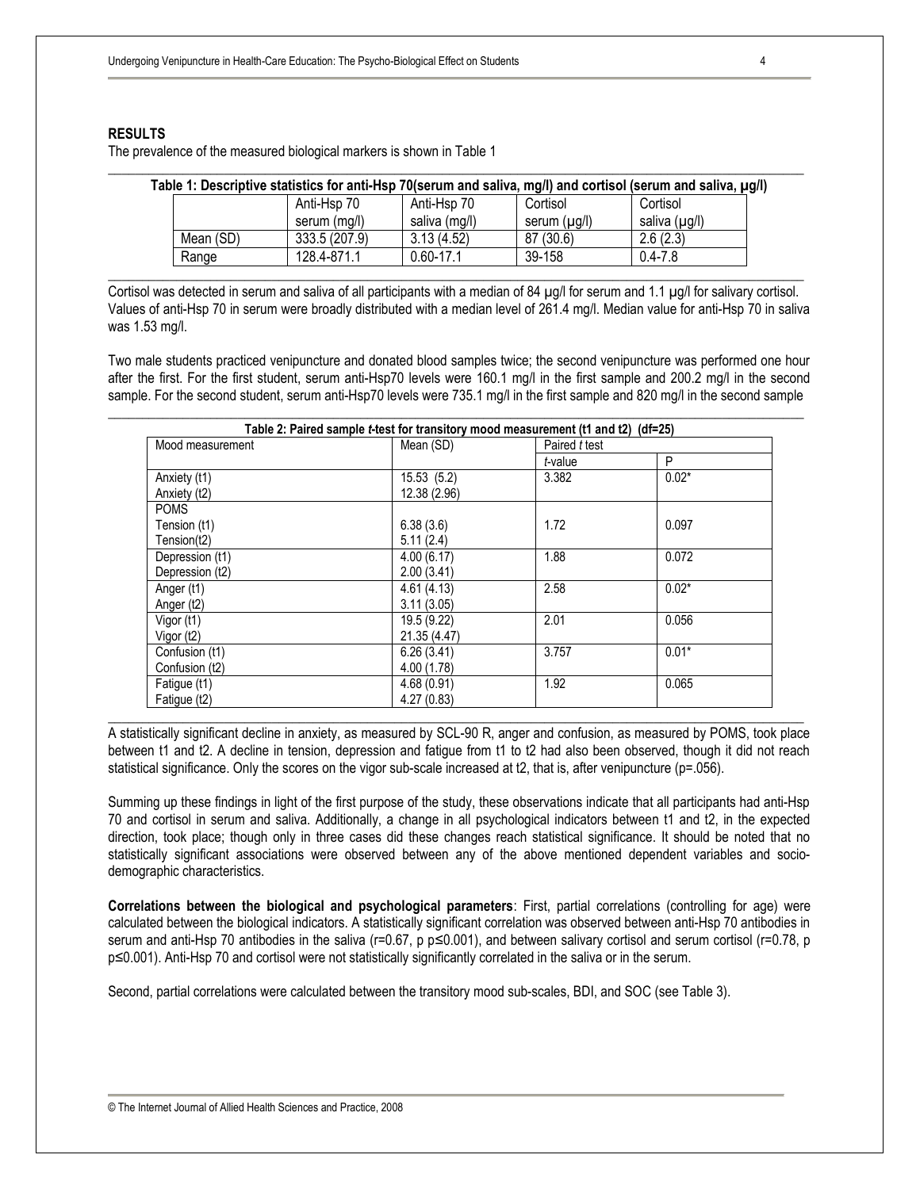## RESULTS

The prevalence of the measured biological markers is shown in Table 1

**Table 1: Descriptive statistics for anti-Hsp 70(serum and saliva, mg/l) and cortisol (serum and saliva, µg/l)**

| | Anti-Hsp 70 serum (mg/l) | Anti-Hsp 70 saliva (mg/l) | Cortisol serum (µg/l) | Cortisol saliva (µg/l) |
|---|---|---|---|---|
| Mean (SD) | 333.5 (207.9) | 3.13 (4.52) | 87 (30.6) | 2.6 (2.3) |
| Range | 128.4-871.1 | 0.60-17.1 | 39-158 | 0.4-7.8 |

Cortisol was detected in serum and saliva of all participants with a median of 84 µg/l for serum and 1.1 µg/l for salivary cortisol. Values of anti-Hsp 70 in serum were broadly distributed with a median level of 261.4 mg/l. Median value for anti-Hsp 70 in saliva was 1.53 mg/l.

Two male students practiced venipuncture and donated blood samples twice; the second venipuncture was performed one hour after the first. For the first student, serum anti-Hsp70 levels were 160.1 mg/l in the first sample and 200.2 mg/l in the second sample. For the second student, serum anti-Hsp70 levels were 735.1 mg/l in the first sample and 820 mg/l in the second sample

**Table 2: Paired sample *t*-test for transitory mood measurement (t1 and t2) (df=25)**

| Mood measurement | Mean (SD) | Paired *t* test | |
|---|---|---|---|
| | | *t*-value | P |
| Anxiety (t1)<br>Anxiety (t2) | 15.53 (5.2)<br>12.38 (2.96) | 3.382 | 0.02* |
| POMS<br>Tension (t1)<br>Tension(t2) | <br>6.38 (3.6)<br>5.11 (2.4) | 1.72 | 0.097 |
| Depression (t1)<br>Depression (t2) | 4.00 (6.17)<br>2.00 (3.41) | 1.88 | 0.072 |
| Anger (t1)<br>Anger (t2) | 4.61 (4.13)<br>3.11 (3.05) | 2.58 | 0.02* |
| Vigor (t1)<br>Vigor (t2) | 19.5 (9.22)<br>21.35 (4.47) | 2.01 | 0.056 |
| Confusion (t1)<br>Confusion (t2) | 6.26 (3.41)<br>4.00 (1.78) | 3.757 | 0.01* |
| Fatigue (t1)<br>Fatigue (t2) | 4.68 (0.91)<br>4.27 (0.83) | 1.92 | 0.065 |

A statistically significant decline in anxiety, as measured by SCL-90 R, anger and confusion, as measured by POMS, took place between t1 and t2. A decline in tension, depression and fatigue from t1 to t2 had also been observed, though it did not reach statistical significance. Only the scores on the vigor sub-scale increased at t2, that is, after venipuncture (p=.056).

Summing up these findings in light of the first purpose of the study, these observations indicate that all participants had anti-Hsp 70 and cortisol in serum and saliva. Additionally, a change in all psychological indicators between t1 and t2, in the expected direction, took place; though only in three cases did these changes reach statistical significance. It should be noted that no statistically significant associations were observed between any of the above mentioned dependent variables and socio-demographic characteristics.

**Correlations between the biological and psychological parameters**: First, partial correlations (controlling for age) were calculated between the biological indicators. A statistically significant correlation was observed between anti-Hsp 70 antibodies in serum and anti-Hsp 70 antibodies in the saliva (r=0.67, p p≤0.001), and between salivary cortisol and serum cortisol (r=0.78, p p≤0.001). Anti-Hsp 70 and cortisol were not statistically significantly correlated in the saliva or in the serum.

Second, partial correlations were calculated between the transitory mood sub-scales, BDI, and SOC (see Table 3).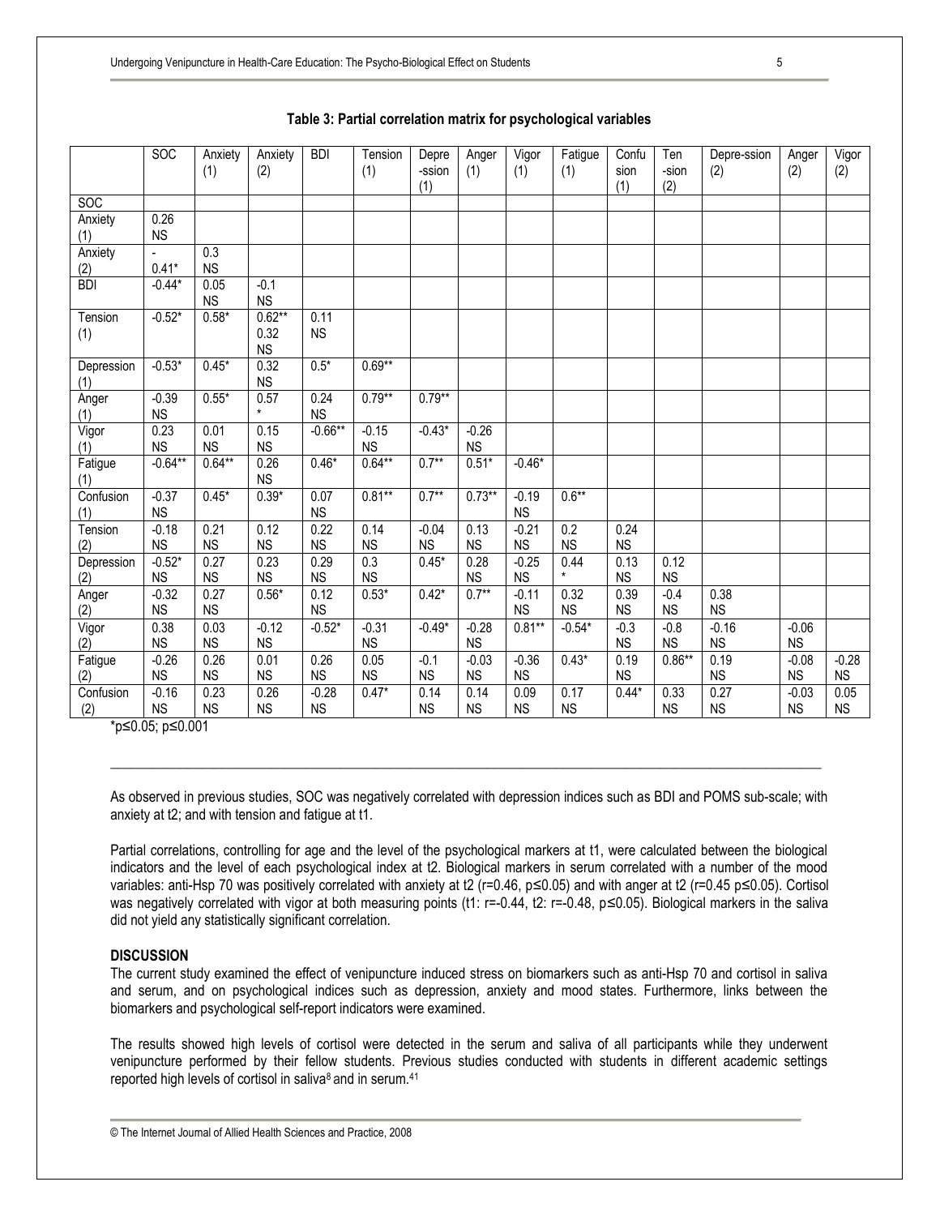**Table 3: Partial correlation matrix for psychological variables**

| | SOC | Anxiety (1) | Anxiety (2) | BDI | Tension (1) | Depre -ssion (1) | Anger (1) | Vigor (1) | Fatigue (1) | Confu sion (1) | Ten -sion (2) | Depre-ssion (2) | Anger (2) | Vigor (2) |
|---|---|---|---|---|---|---|---|---|---|---|---|---|---|---|
| SOC | | | | | | | | | | | | | | |
| Anxiety (1) | 0.26 NS | | | | | | | | | | | | | |
| Anxiety (2) | -0.41* | 0.3 NS | | | | | | | | | | | | |
| BDI | -0.44* | 0.05 NS | -0.1 NS | | | | | | | | | | | |
| Tension (1) | -0.52* | 0.58* | 0.62** 0.32 NS | 0.11 NS | | | | | | | | | | |
| Depression (1) | -0.53* | 0.45* | 0.32 NS | 0.5* | 0.69** | | | | | | | | | |
| Anger (1) | -0.39 NS | 0.55* | 0.57 * | 0.24 NS | 0.79** | 0.79** | | | | | | | | |
| Vigor (1) | 0.23 NS | 0.01 NS | 0.15 NS | -0.66** | -0.15 NS | -0.43* | -0.26 NS | | | | | | | |
| Fatigue (1) | -0.64** | 0.64** | 0.26 NS | 0.46* | 0.64** | 0.7** | 0.51* | -0.46* | | | | | | |
| Confusion (1) | -0.37 NS | 0.45* | 0.39* | 0.07 NS | 0.81** | 0.7** | 0.73** | -0.19 NS | 0.6** | | | | | |
| Tension (2) | -0.18 NS | 0.21 NS | 0.12 NS | 0.22 NS | 0.14 NS | -0.04 NS | 0.13 NS | -0.21 NS | 0.2 NS | 0.24 NS | | | | |
| Depression (2) | -0.52* NS | 0.27 NS | 0.23 NS | 0.29 NS | 0.3 NS | 0.45* | 0.28 NS | -0.25 NS | 0.44 * | 0.13 NS | 0.12 NS | | | |
| Anger (2) | -0.32 NS | 0.27 NS | 0.56* | 0.12 NS | 0.53* | 0.42* | 0.7** | -0.11 NS | 0.32 NS | 0.39 NS | -0.4 NS | 0.38 NS | | |
| Vigor (2) | 0.38 NS | 0.03 NS | -0.12 NS | -0.52* | -0.31 NS | -0.49* | -0.28 NS | 0.81** | -0.54* | -0.3 NS | -0.8 NS | -0.16 NS | -0.06 NS | |
| Fatigue (2) | -0.26 NS | 0.26 NS | 0.01 NS | 0.26 NS | 0.05 NS | -0.1 NS | -0.03 NS | -0.36 NS | 0.43* | 0.19 NS | 0.86** | 0.19 NS | -0.08 NS | -0.28 NS |
| Confusion (2) | -0.16 NS | 0.23 NS | 0.26 NS | -0.28 NS | 0.47* | 0.14 NS | 0.14 NS | 0.09 NS | 0.17 NS | 0.44* | 0.33 NS | 0.27 NS | -0.03 NS | 0.05 NS |

*p≤0.05; p≤0.001

As observed in previous studies, SOC was negatively correlated with depression indices such as BDI and POMS sub-scale; with anxiety at t2; and with tension and fatigue at t1.

Partial correlations, controlling for age and the level of the psychological markers at t1, were calculated between the biological indicators and the level of each psychological index at t2. Biological markers in serum correlated with a number of the mood variables: anti-Hsp 70 was positively correlated with anxiety at t2 (r=0.46, p≤0.05) and with anger at t2 (r=0.45 p≤0.05). Cortisol was negatively correlated with vigor at both measuring points (t1: r=-0.44, t2: r=-0.48, p≤0.05). Biological markers in the saliva did not yield any statistically significant correlation.

## DISCUSSION

The current study examined the effect of venipuncture induced stress on biomarkers such as anti-Hsp 70 and cortisol in saliva and serum, and on psychological indices such as depression, anxiety and mood states. Furthermore, links between the biomarkers and psychological self-report indicators were examined.

The results showed high levels of cortisol were detected in the serum and saliva of all participants while they underwent venipuncture performed by their fellow students. Previous studies conducted with students in different academic settings reported high levels of cortisol in saliva[8] and in serum.[41]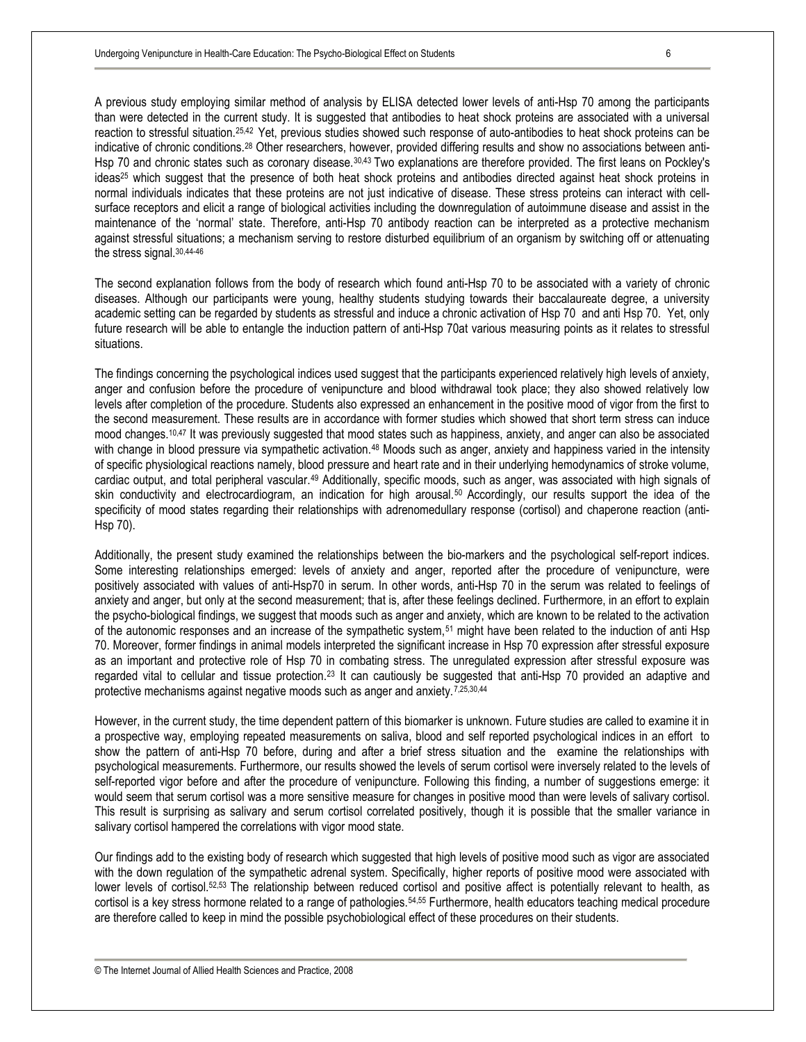A previous study employing similar method of analysis by ELISA detected lower levels of anti-Hsp 70 among the participants than were detected in the current study. It is suggested that antibodies to heat shock proteins are associated with a universal reaction to stressful situation.[25,42] Yet, previous studies showed such response of auto-antibodies to heat shock proteins can be indicative of chronic conditions.[28] Other researchers, however, provided differing results and show no associations between anti-Hsp 70 and chronic states such as coronary disease.[30,43] Two explanations are therefore provided. The first leans on Pockley's ideas[25] which suggest that the presence of both heat shock proteins and antibodies directed against heat shock proteins in normal individuals indicates that these proteins are not just indicative of disease. These stress proteins can interact with cell-surface receptors and elicit a range of biological activities including the downregulation of autoimmune disease and assist in the maintenance of the 'normal' state. Therefore, anti-Hsp 70 antibody reaction can be interpreted as a protective mechanism against stressful situations; a mechanism serving to restore disturbed equilibrium of an organism by switching off or attenuating the stress signal.[30,44-46]

The second explanation follows from the body of research which found anti-Hsp 70 to be associated with a variety of chronic diseases. Although our participants were young, healthy students studying towards their baccalaureate degree, a university academic setting can be regarded by students as stressful and induce a chronic activation of Hsp 70 and anti Hsp 70. Yet, only future research will be able to entangle the induction pattern of anti-Hsp 70at various measuring points as it relates to stressful situations.

The findings concerning the psychological indices used suggest that the participants experienced relatively high levels of anxiety, anger and confusion before the procedure of venipuncture and blood withdrawal took place; they also showed relatively low levels after completion of the procedure. Students also expressed an enhancement in the positive mood of vigor from the first to the second measurement. These results are in accordance with former studies which showed that short term stress can induce mood changes.[10,47] It was previously suggested that mood states such as happiness, anxiety, and anger can also be associated with change in blood pressure via sympathetic activation.[48] Moods such as anger, anxiety and happiness varied in the intensity of specific physiological reactions namely, blood pressure and heart rate and in their underlying hemodynamics of stroke volume, cardiac output, and total peripheral vascular.[49] Additionally, specific moods, such as anger, was associated with high signals of skin conductivity and electrocardiogram, an indication for high arousal.[50] Accordingly, our results support the idea of the specificity of mood states regarding their relationships with adrenomedullary response (cortisol) and chaperone reaction (anti-Hsp 70).

Additionally, the present study examined the relationships between the bio-markers and the psychological self-report indices. Some interesting relationships emerged: levels of anxiety and anger, reported after the procedure of venipuncture, were positively associated with values of anti-Hsp70 in serum. In other words, anti-Hsp 70 in the serum was related to feelings of anxiety and anger, but only at the second measurement; that is, after these feelings declined. Furthermore, in an effort to explain the psycho-biological findings, we suggest that moods such as anger and anxiety, which are known to be related to the activation of the autonomic responses and an increase of the sympathetic system,[51] might have been related to the induction of anti Hsp 70. Moreover, former findings in animal models interpreted the significant increase in Hsp 70 expression after stressful exposure as an important and protective role of Hsp 70 in combating stress. The unregulated expression after stressful exposure was regarded vital to cellular and tissue protection.[23] It can cautiously be suggested that anti-Hsp 70 provided an adaptive and protective mechanisms against negative moods such as anger and anxiety.[7,25,30,44]

However, in the current study, the time dependent pattern of this biomarker is unknown. Future studies are called to examine it in a prospective way, employing repeated measurements on saliva, blood and self reported psychological indices in an effort to show the pattern of anti-Hsp 70 before, during and after a brief stress situation and the examine the relationships with psychological measurements. Furthermore, our results showed the levels of serum cortisol were inversely related to the levels of self-reported vigor before and after the procedure of venipuncture. Following this finding, a number of suggestions emerge: it would seem that serum cortisol was a more sensitive measure for changes in positive mood than were levels of salivary cortisol. This result is surprising as salivary and serum cortisol correlated positively, though it is possible that the smaller variance in salivary cortisol hampered the correlations with vigor mood state.

Our findings add to the existing body of research which suggested that high levels of positive mood such as vigor are associated with the down regulation of the sympathetic adrenal system. Specifically, higher reports of positive mood were associated with lower levels of cortisol.[52,53] The relationship between reduced cortisol and positive affect is potentially relevant to health, as cortisol is a key stress hormone related to a range of pathologies.[54,55] Furthermore, health educators teaching medical procedure are therefore called to keep in mind the possible psychobiological effect of these procedures on their students.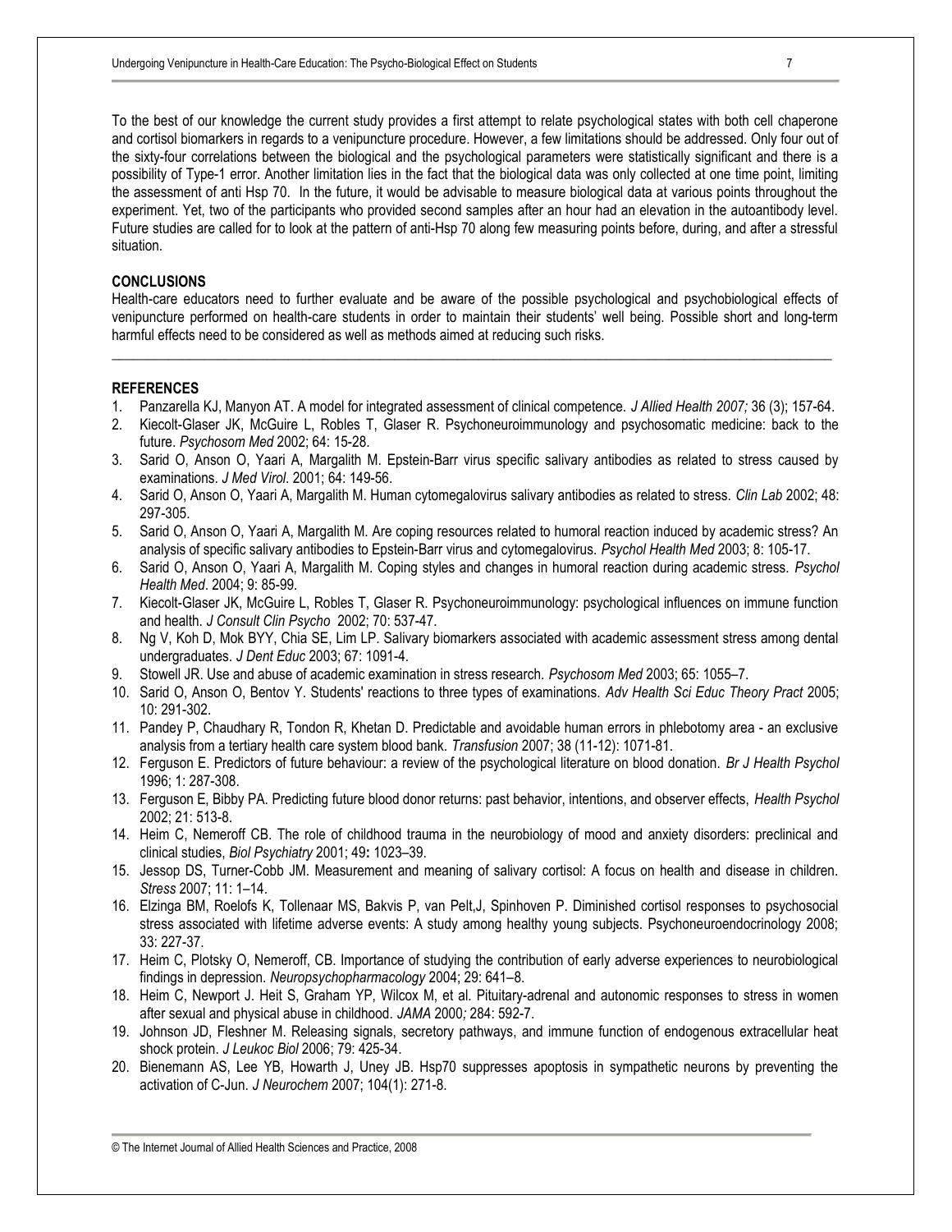To the best of our knowledge the current study provides a first attempt to relate psychological states with both cell chaperone and cortisol biomarkers in regards to a venipuncture procedure. However, a few limitations should be addressed. Only four out of the sixty-four correlations between the biological and the psychological parameters were statistically significant and there is a possibility of Type-1 error. Another limitation lies in the fact that the biological data was only collected at one time point, limiting the assessment of anti Hsp 70. In the future, it would be advisable to measure biological data at various points throughout the experiment. Yet, two of the participants who provided second samples after an hour had an elevation in the autoantibody level. Future studies are called for to look at the pattern of anti-Hsp 70 along few measuring points before, during, and after a stressful situation.

## CONCLUSIONS

Health-care educators need to further evaluate and be aware of the possible psychological and psychobiological effects of venipuncture performed on health-care students in order to maintain their students' well being. Possible short and long-term harmful effects need to be considered as well as methods aimed at reducing such risks.

---

## REFERENCES

1. Panzarella KJ, Manyon AT. A model for integrated assessment of clinical competence. *J Allied Health 2007;* 36 (3); 157-64.
2. Kiecolt-Glaser JK, McGuire L, Robles T, Glaser R. Psychoneuroimmunology and psychosomatic medicine: back to the future. *Psychosom Med* 2002; 64: 15-28.
3. Sarid O, Anson O, Yaari A, Margalith M. Epstein-Barr virus specific salivary antibodies as related to stress caused by examinations. *J Med Virol*. 2001; 64: 149-56.
4. Sarid O, Anson O, Yaari A, Margalith M. Human cytomegalovirus salivary antibodies as related to stress. *Clin Lab* 2002; 48: 297-305.
5. Sarid O, Anson O, Yaari A, Margalith M. Are coping resources related to humoral reaction induced by academic stress? An analysis of specific salivary antibodies to Epstein-Barr virus and cytomegalovirus. *Psychol Health Med* 2003; 8: 105-17.
6. Sarid O, Anson O, Yaari A, Margalith M. Coping styles and changes in humoral reaction during academic stress. *Psychol Health Med*. 2004; 9: 85-99.
7. Kiecolt-Glaser JK, McGuire L, Robles T, Glaser R. Psychoneuroimmunology: psychological influences on immune function and health. *J Consult Clin Psycho* 2002; 70: 537-47.
8. Ng V, Koh D, Mok BYY, Chia SE, Lim LP. Salivary biomarkers associated with academic assessment stress among dental undergraduates. *J Dent Educ* 2003; 67: 1091-4.
9. Stowell JR. Use and abuse of academic examination in stress research. *Psychosom Med* 2003; 65: 1055–7.
10. Sarid O, Anson O, Bentov Y. Students' reactions to three types of examinations. *Adv Health Sci Educ Theory Pract* 2005; 10: 291-302.
11. Pandey P, Chaudhary R, Tondon R, Khetan D. Predictable and avoidable human errors in phlebotomy area - an exclusive analysis from a tertiary health care system blood bank. *Transfusion* 2007; 38 (11-12): 1071-81.
12. Ferguson E. Predictors of future behaviour: a review of the psychological literature on blood donation. *Br J Health Psychol* 1996; 1: 287-308.
13. Ferguson E, Bibby PA. Predicting future blood donor returns: past behavior, intentions, and observer effects, *Health Psychol* 2002; 21: 513-8.
14. Heim C, Nemeroff CB. The role of childhood trauma in the neurobiology of mood and anxiety disorders: preclinical and clinical studies, *Biol Psychiatry* 2001; 49**:** 1023–39.
15. Jessop DS, Turner-Cobb JM. Measurement and meaning of salivary cortisol: A focus on health and disease in children. *Stress* 2007; 11: 1–14.
16. Elzinga BM, Roelofs K, Tollenaar MS, Bakvis P, van Pelt,J, Spinhoven P. Diminished cortisol responses to psychosocial stress associated with lifetime adverse events: A study among healthy young subjects. Psychoneuroendocrinology 2008; 33: 227-37.
17. Heim C, Plotsky O, Nemeroff, CB. Importance of studying the contribution of early adverse experiences to neurobiological findings in depression. *Neuropsychopharmacology* 2004; 29: 641–8.
18. Heim C, Newport J. Heit S, Graham YP, Wilcox M, et al. Pituitary-adrenal and autonomic responses to stress in women after sexual and physical abuse in childhood. *JAMA* 2000*;* 284: 592-7.
19. Johnson JD, Fleshner M. Releasing signals, secretory pathways, and immune function of endogenous extracellular heat shock protein. *J Leukoc Biol* 2006; 79: 425-34.
20. Bienemann AS, Lee YB, Howarth J, Uney JB. Hsp70 suppresses apoptosis in sympathetic neurons by preventing the activation of C-Jun. *J Neurochem* 2007; 104(1): 271-8.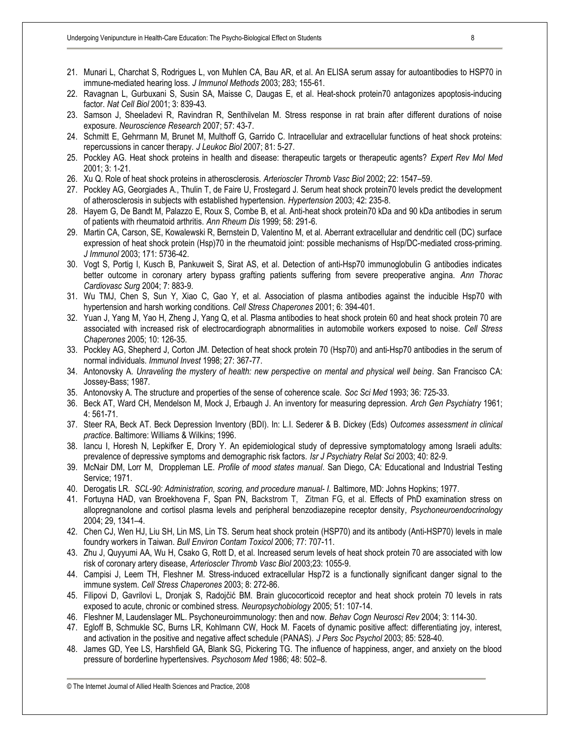21. Munari L, Charchat S, Rodrigues L, von Muhlen CA, Bau AR, et al. An ELISA serum assay for autoantibodies to HSP70 in immune-mediated hearing loss. *J Immunol Methods* 2003; 283; 155-61.
22. Ravagnan L, Gurbuxani S, Susin SA, Maisse C, Daugas E, et al. Heat-shock protein70 antagonizes apoptosis-inducing factor. *Nat Cell Biol* 2001; 3: 839-43.
23. Samson J, Sheeladevi R, Ravindran R, Senthilvelan M. Stress response in rat brain after different durations of noise exposure. *Neuroscience Research* 2007; 57: 43-7.
24. Schmitt E, Gehrmann M, Brunet M, Multhoff G, Garrido C. Intracellular and extracellular functions of heat shock proteins: repercussions in cancer therapy. *J Leukoc Biol* 2007; 81: 5-27.
25. Pockley AG. Heat shock proteins in health and disease: therapeutic targets or therapeutic agents? *Expert Rev Mol Med* 2001; 3: 1-21.
26. Xu Q. Role of heat shock proteins in atherosclerosis. *Arterioscler Thromb Vasc Biol* 2002; 22: 1547–59.
27. Pockley AG, Georgiades A., Thulin T, de Faire U, Frostegard J. Serum heat shock protein70 levels predict the development of atherosclerosis in subjects with established hypertension. *Hypertension* 2003; 42: 235-8.
28. Hayem G, De Bandt M, Palazzo E, Roux S, Combe B, et al. Anti-heat shock protein70 kDa and 90 kDa antibodies in serum of patients with rheumatoid arthritis. *Ann Rheum Dis* 1999; 58: 291-6.
29. Martin CA, Carson, SE, Kowalewski R, Bernstein D, Valentino M, et al. Aberrant extracellular and dendritic cell (DC) surface expression of heat shock protein (Hsp)70 in the rheumatoid joint: possible mechanisms of Hsp/DC-mediated cross-priming. *J Immunol* 2003; 171: 5736-42.
30. Vogt S, Portig I, Kusch B, Pankuweit S, Sirat AS, et al. Detection of anti-Hsp70 immunoglobulin G antibodies indicates better outcome in coronary artery bypass grafting patients suffering from severe preoperative angina. *Ann Thorac Cardiovasc Surg* 2004; 7: 883-9.
31. Wu TMJ, Chen S, Sun Y, Xiao C, Gao Y, et al. Association of plasma antibodies against the inducible Hsp70 with hypertension and harsh working conditions. *Cell Stress Chaperones* 2001; 6: 394-401.
32. Yuan J, Yang M, Yao H, Zheng J, Yang Q, et al. Plasma antibodies to heat shock protein 60 and heat shock protein 70 are associated with increased risk of electrocardiograph abnormalities in automobile workers exposed to noise. *Cell Stress Chaperones* 2005; 10: 126-35.
33. Pockley AG, Shepherd J, Corton JM. Detection of heat shock protein 70 (Hsp70) and anti-Hsp70 antibodies in the serum of normal individuals. *Immunol Invest* 1998; 27: 367-77.
34. Antonovsky A. *Unraveling the mystery of health: new perspective on mental and physical well being*. San Francisco CA: Jossey-Bass; 1987.
35. Antonovsky A. The structure and properties of the sense of coherence scale. *Soc Sci Med* 1993; 36: 725-33.
36. Beck AT, Ward CH, Mendelson M, Mock J, Erbaugh J. An inventory for measuring depression. *Arch Gen Psychiatry* 1961; 4: 561-71.
37. Steer RA, Beck AT. Beck Depression Inventory (BDI). In: L.I. Sederer & B. Dickey (Eds) *Outcomes assessment in clinical practice*. Baltimore: Williams & Wilkins; 1996.
38. Iancu I, Horesh N, Lepkifker E, Drory Y. An epidemiological study of depressive symptomatology among Israeli adults: prevalence of depressive symptoms and demographic risk factors. *Isr J Psychiatry Relat Sci* 2003; 40: 82-9.
39. McNair DM, Lorr M, Droppleman LE. *Profile of mood states manual*. San Diego, CA: Educational and Industrial Testing Service; 1971.
40. Derogatis LR. *SCL-90: Administration, scoring, and procedure manual- I.* Baltimore, MD: Johns Hopkins; 1977.
41. Fortuyna HAD, van Broekhovena F, Span PN, Backstrom T, Zitman FG, et al. Effects of PhD examination stress on allopregnanolone and cortisol plasma levels and peripheral benzodiazepine receptor density, *Psychoneuroendocrinology* 2004; 29, 1341–4.
42. Chen CJ, Wen HJ, Liu SH, Lin MS, Lin TS. Serum heat shock protein (HSP70) and its antibody (Anti-HSP70) levels in male foundry workers in Taiwan. *Bull Environ Contam Toxicol* 2006; 77: 707-11.
43. Zhu J, Quyyumi AA, Wu H, Csako G, Rott D, et al. Increased serum levels of heat shock protein 70 are associated with low risk of coronary artery disease, *Arterioscler Thromb Vasc Biol* 2003;23: 1055-9.
44. Campisi J, Leem TH, Fleshner M. Stress-induced extracellular Hsp72 is a functionally significant danger signal to the immune system. *Cell Stress Chaperones* 2003; 8: 272-86.
45. Filipovi D, Gavrilovi L, Dronjak S, Radojčić BM. Brain glucocorticoid receptor and heat shock protein 70 levels in rats exposed to acute, chronic or combined stress. *Neuropsychobiology* 2005; 51: 107-14.
46. Fleshner M, Laudenslager ML. Psychoneuroimmunology: then and now. *Behav Cogn Neurosci Rev* 2004; 3: 114-30.
47. Egloff B, Schmukle SC, Burns LR, Kohlmann CW, Hock M. Facets of dynamic positive affect: differentiating joy, interest, and activation in the positive and negative affect schedule (PANAS). *J Pers Soc Psychol* 2003; 85: 528-40.
48. James GD, Yee LS, Harshfield GA, Blank SG, Pickering TG. The influence of happiness, anger, and anxiety on the blood pressure of borderline hypertensives. *Psychosom Med* 1986; 48: 502–8.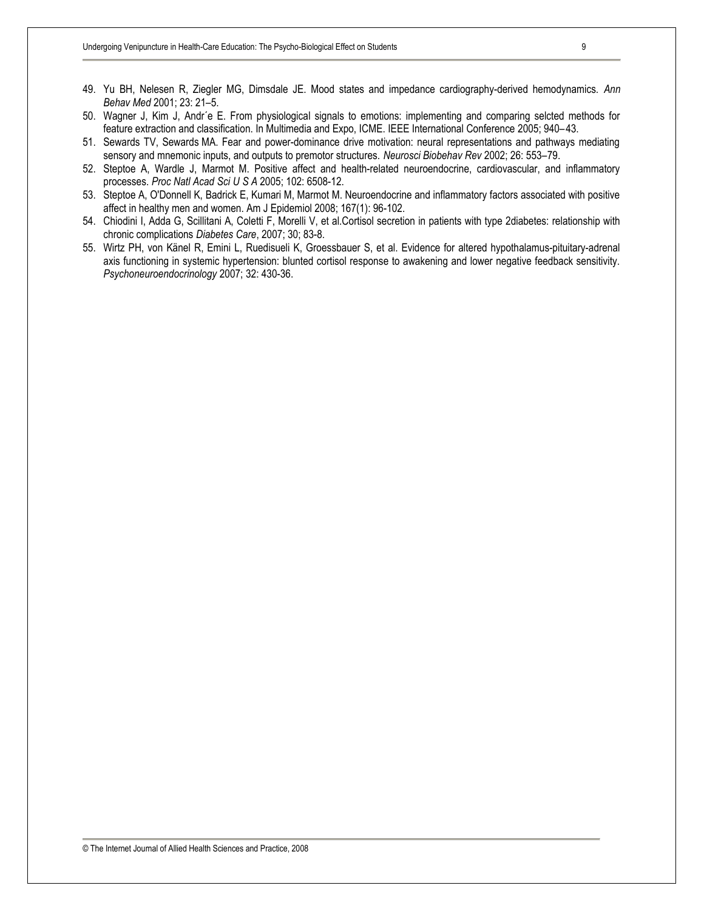49. Yu BH, Nelesen R, Ziegler MG, Dimsdale JE. Mood states and impedance cardiography-derived hemodynamics. *Ann Behav Med* 2001; 23: 21–5.
50. Wagner J, Kim J, Andr´e E. From physiological signals to emotions: implementing and comparing selcted methods for feature extraction and classification. In Multimedia and Expo, ICME. IEEE International Conference 2005; 940– 43.
51. Sewards TV, Sewards MA. Fear and power-dominance drive motivation: neural representations and pathways mediating sensory and mnemonic inputs, and outputs to premotor structures. *Neurosci Biobehav Rev* 2002; 26: 553–79.
52. Steptoe A, Wardle J, Marmot M. Positive affect and health-related neuroendocrine, cardiovascular, and inflammatory processes. *Proc Natl Acad Sci U S A* 2005; 102: 6508-12.
53. Steptoe A, O'Donnell K, Badrick E, Kumari M, Marmot M. Neuroendocrine and inflammatory factors associated with positive affect in healthy men and women. Am J Epidemiol 2008; 167(1): 96-102.
54. Chiodini I, Adda G, Scillitani A, Coletti F, Morelli V, et al.Cortisol secretion in patients with type 2diabetes: relationship with chronic complications *Diabetes Care*, 2007; 30; 83-8.
55. Wirtz PH, von Känel R, Emini L, Ruedisueli K, Groessbauer S, et al. Evidence for altered hypothalamus-pituitary-adrenal axis functioning in systemic hypertension: blunted cortisol response to awakening and lower negative feedback sensitivity. *Psychoneuroendocrinology* 2007; 32: 430-36.